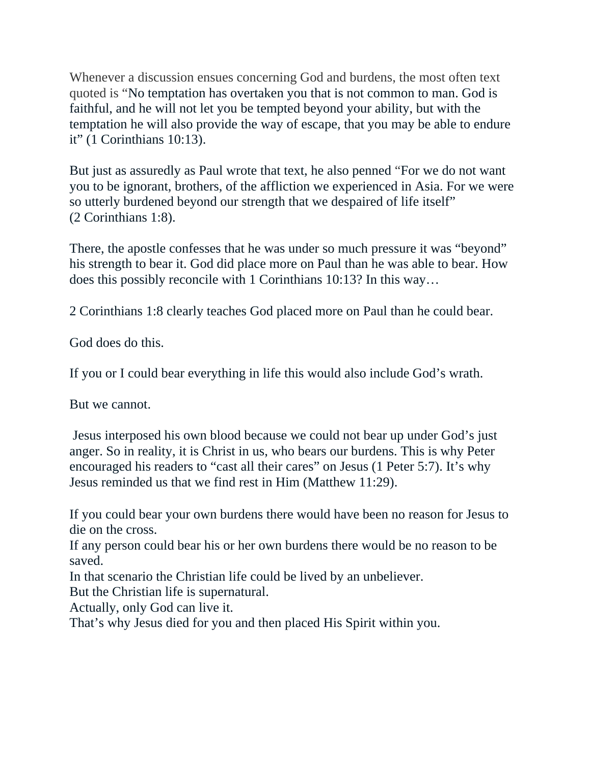Whenever a discussion ensues concerning God and burdens, the most often text quoted is "No temptation has overtaken you that is not common to man. God is faithful, and he will not let you be tempted beyond your ability, but with the temptation he will also provide the way of escape, that you may be able to endure it" (1 Corinthians 10:13).

But just as assuredly as Paul wrote that text, he also penned "For we do not want you to be ignorant, brothers, of the affliction we experienced in Asia. For we were so utterly burdened beyond our strength that we despaired of life itself" (2 Corinthians 1:8).

There, the apostle confesses that he was under so much pressure it was "beyond" his strength to bear it. God did place more on Paul than he was able to bear. How does this possibly reconcile with 1 Corinthians 10:13? In this way…

2 Corinthians 1:8 clearly teaches God placed more on Paul than he could bear.

God does do this.

If you or I could bear everything in life this would also include God's wrath.

But we cannot.

Jesus interposed his own blood because we could not bear up under God's just anger. So in reality, it is Christ in us, who bears our burdens. This is why Peter encouraged his readers to "cast all their cares" on Jesus (1 Peter 5:7). It's why Jesus reminded us that we find rest in Him (Matthew 11:29).

If you could bear your own burdens there would have been no reason for Jesus to die on the cross.
If any person could bear his or her own burdens there would be no reason to be saved.
In that scenario the Christian life could be lived by an unbeliever.
But the Christian life is supernatural.
Actually, only God can live it.
That's why Jesus died for you and then placed His Spirit within you.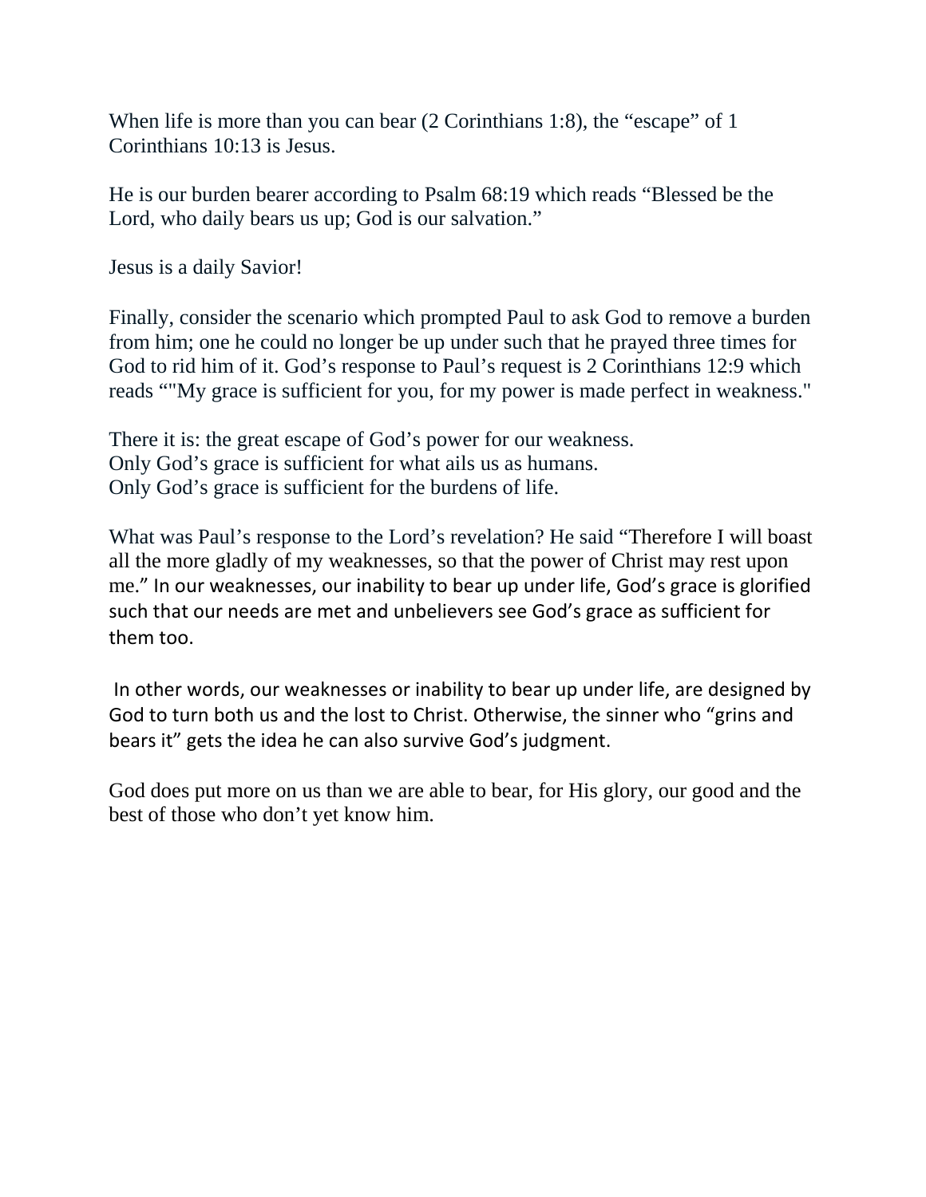When life is more than you can bear (2 Corinthians 1:8), the “escape” of 1 Corinthians 10:13 is Jesus.

He is our burden bearer according to Psalm 68:19 which reads “Blessed be the Lord, who daily bears us up; God is our salvation.”

Jesus is a daily Savior!

Finally, consider the scenario which prompted Paul to ask God to remove a burden from him; one he could no longer be up under such that he prayed three times for God to rid him of it. God’s response to Paul’s request is 2 Corinthians 12:9 which reads “"My grace is sufficient for you, for my power is made perfect in weakness."

There it is: the great escape of God’s power for our weakness.
Only God’s grace is sufficient for what ails us as humans.
Only God’s grace is sufficient for the burdens of life.

What was Paul’s response to the Lord’s revelation? He said “Therefore I will boast all the more gladly of my weaknesses, so that the power of Christ may rest upon me.” In our weaknesses, our inability to bear up under life, God’s grace is glorified such that our needs are met and unbelievers see God’s grace as sufficient for them too.

In other words, our weaknesses or inability to bear up under life, are designed by God to turn both us and the lost to Christ. Otherwise, the sinner who “grins and bears it” gets the idea he can also survive God’s judgment.

God does put more on us than we are able to bear, for His glory, our good and the best of those who don’t yet know him.